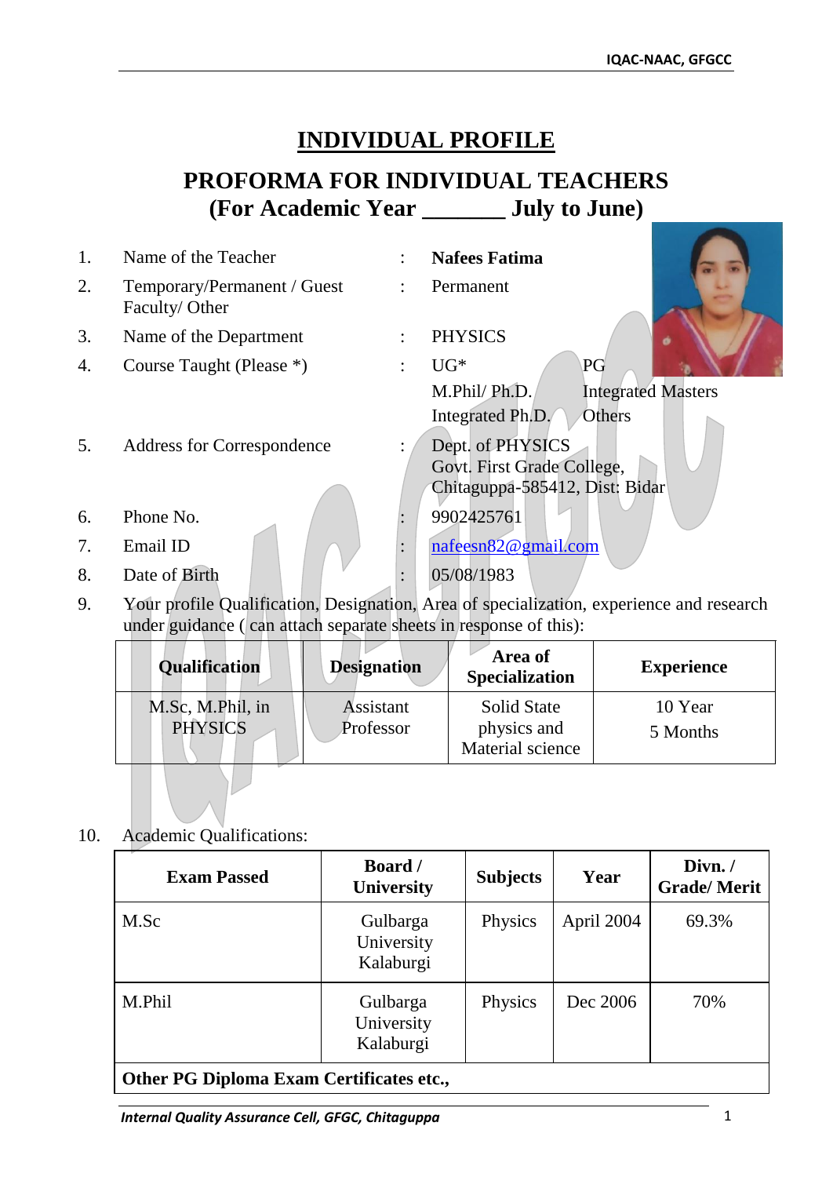# INDIVIDUAL PROFILE

## PROFORMA FOR INDIVIDUAL TEACHERS
## (For Academic Year _______ July to June)

1. Name of the Teacher : **Nafees Fatima**
2. Temporary/Permanent / Guest Faculty/ Other : Permanent
3. Name of the Department : PHYSICS
4. Course Taught (Please *) : UG* PG M.Phil/ Ph.D. Integrated Masters Integrated Ph.D. Others
5. Address for Correspondence : Dept. of PHYSICS Govt. First Grade College, Chitaguppa-585412, Dist: Bidar
6. Phone No. : 9902425761
7. Email ID : nafeesn82@gmail.com
8. Date of Birth : 05/08/1983
9. Your profile Qualification, Designation, Area of specialization, experience and research under guidance ( can attach separate sheets in response of this):

| Qualification | Designation | Area of Specialization | Experience |
|---|---|---|---|
| M.Sc, M.Phil, in PHYSICS | Assistant Professor | Solid State physics and Material science | 10 Year 5 Months |

10. Academic Qualifications:

| Exam Passed | Board / University | Subjects | Year | Divn. / Grade/ Merit |
|---|---|---|---|---|
| M.Sc | Gulbarga University Kalaburgi | Physics | April 2004 | 69.3% |
| M.Phil | Gulbarga University Kalaburgi | Physics | Dec 2006 | 70% |
| **Other PG Diploma Exam Certificates etc.,** | | | | |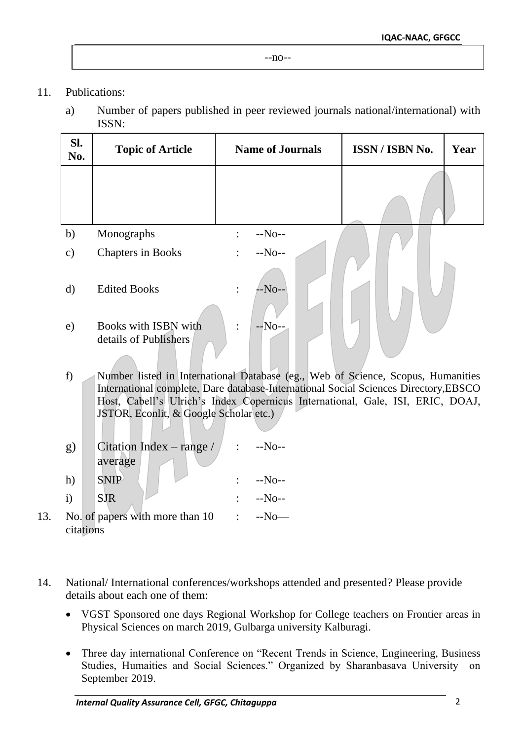--no--

11. Publications:

a) Number of papers published in peer reviewed journals national/international) with ISSN:

| Sl. No. | Topic of Article | Name of Journals | ISSN / ISBN No. | Year |
|---|---|---|---|---|
| | | | | |

b) Monographs : --No--

c) Chapters in Books : --No--

d) Edited Books : --No--

e) Books with ISBN with details of Publishers : --No--

f) Number listed in International Database (eg., Web of Science, Scopus, Humanities International complete, Dare database-International Social Sciences Directory,EBSCO Host, Cabell's Ulrich's Index Copernicus International, Gale, ISI, ERIC, DOAJ, JSTOR, Econlit, & Google Scholar etc.)

g) Citation Index – range / average : --No--

h) SNIP : --No--

i) SJR : --No--

13. No. of papers with more than 10 citations : --No—

14. National/ International conferences/workshops attended and presented? Please provide details about each one of them:

- VGST Sponsored one days Regional Workshop for College teachers on Frontier areas in Physical Sciences on march 2019, Gulbarga university Kalburagi.
- Three day international Conference on "Recent Trends in Science, Engineering, Business Studies, Humaities and Social Sciences." Organized by Sharanbasava University on September 2019.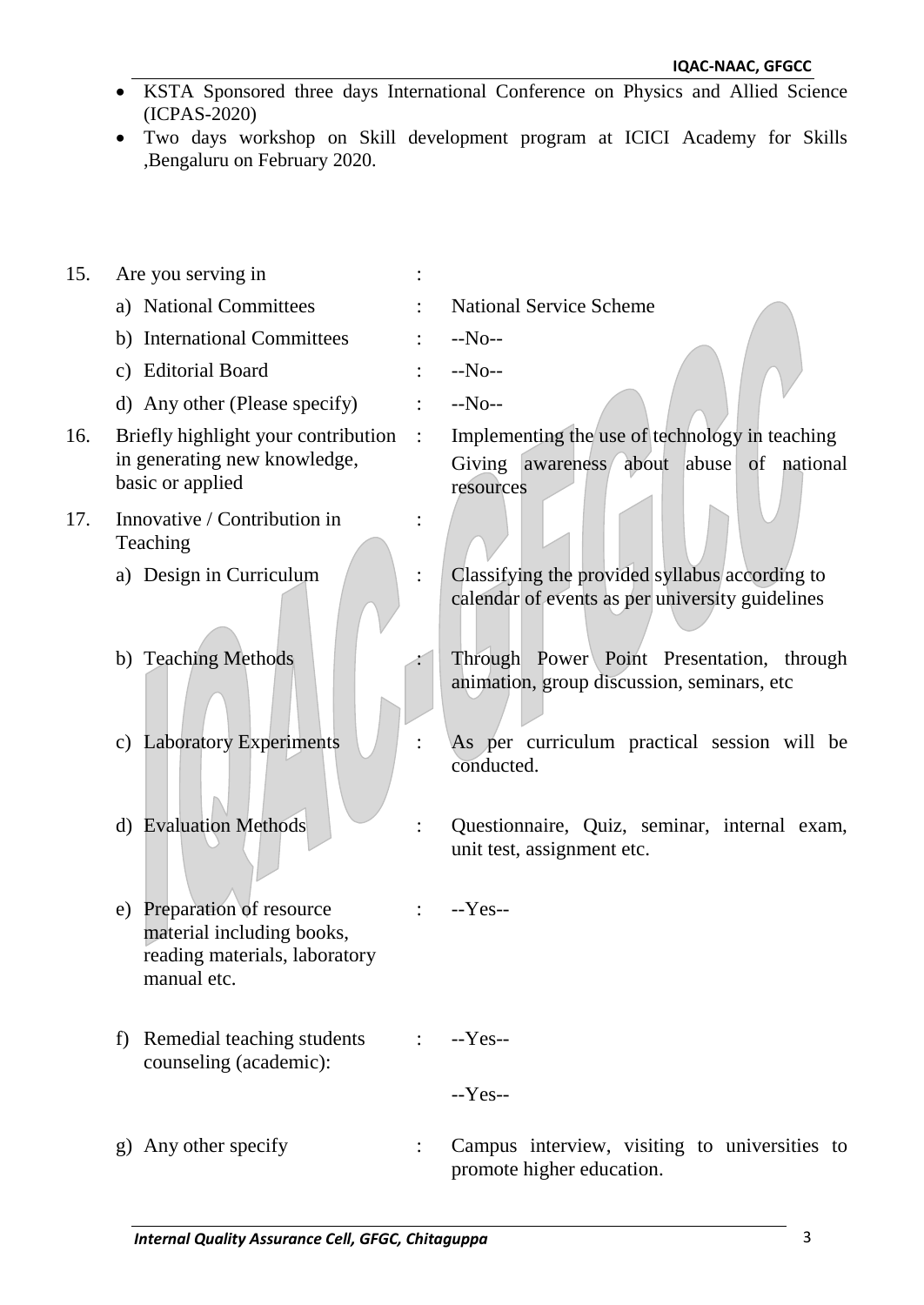- KSTA Sponsored three days International Conference on Physics and Allied Science (ICPAS-2020)
- Two days workshop on Skill development program at ICICI Academy for Skills ,Bengaluru on February 2020.

15. Are you serving in :
    a) National Committees : National Service Scheme
    b) International Committees : --No--
    c) Editorial Board : --No--
    d) Any other (Please specify) : --No--
16. Briefly highlight your contribution in generating new knowledge, basic or applied : Implementing the use of technology in teaching Giving awareness about abuse of national resources
17. Innovative / Contribution in Teaching :
    a) Design in Curriculum : Classifying the provided syllabus according to calendar of events as per university guidelines
    b) Teaching Methods : Through Power Point Presentation, through animation, group discussion, seminars, etc
    c) Laboratory Experiments : As per curriculum practical session will be conducted.
    d) Evaluation Methods : Questionnaire, Quiz, seminar, internal exam, unit test, assignment etc.
    e) Preparation of resource material including books, reading materials, laboratory manual etc. : --Yes--
    f) Remedial teaching students counseling (academic): : --Yes--

       --Yes--
    g) Any other specify : Campus interview, visiting to universities to promote higher education.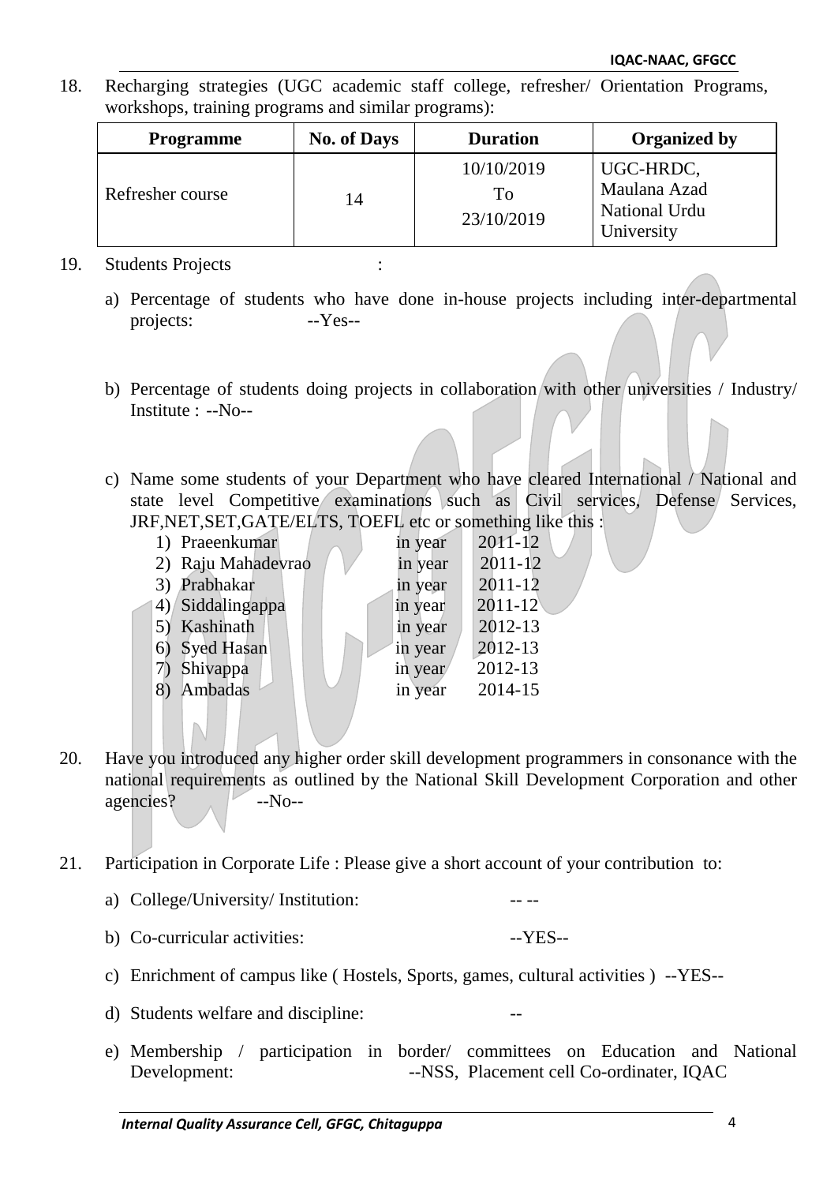18. Recharging strategies (UGC academic staff college, refresher/ Orientation Programs, workshops, training programs and similar programs):

| Programme | No. of Days | Duration | Organized by |
|---|---|---|---|
| Refresher course | 14 | 10/10/2019 To 23/10/2019 | UGC-HRDC, Maulana Azad National Urdu University |

19. Students Projects :

   a) Percentage of students who have done in-house projects including inter-departmental projects: --Yes--

   b) Percentage of students doing projects in collaboration with other universities / Industry/ Institute : --No--

   c) Name some students of your Department who have cleared International / National and state level Competitive examinations such as Civil services, Defense Services, JRF,NET,SET,GATE/ELTS, TOEFL etc or something like this :

      1) Praeenkumar in year 2011-12
      2) Raju Mahadevrao in year 2011-12
      3) Prabhakar in year 2011-12
      4) Siddalingappa in year 2011-12
      5) Kashinath in year 2012-13
      6) Syed Hasan in year 2012-13
      7) Shivappa in year 2012-13
      8) Ambadas in year 2014-15

20. Have you introduced any higher order skill development programmers in consonance with the national requirements as outlined by the National Skill Development Corporation and other agencies? --No--

21. Participation in Corporate Life : Please give a short account of your contribution to:

   a) College/University/ Institution: -- --

   b) Co-curricular activities: --YES--

   c) Enrichment of campus like ( Hostels, Sports, games, cultural activities ) --YES--

   d) Students welfare and discipline: --

   e) Membership / participation in border/ committees on Education and National Development: --NSS, Placement cell Co-ordinater, IQAC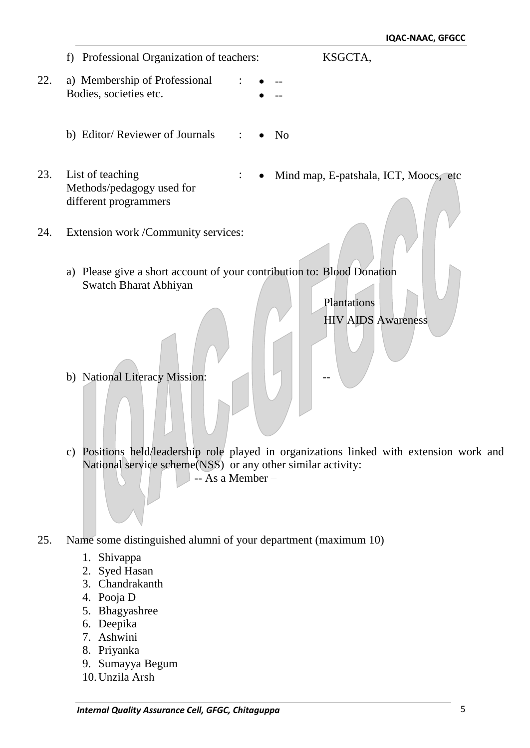f) Professional Organization of teachers: KSGCTA,

22. a) Membership of Professional Bodies, societies etc. :
    - --
    - --

    b) Editor/ Reviewer of Journals :
    - No

23. List of teaching Methods/pedagogy used for different programmers :
    - Mind map, E-patshala, ICT, Moocs, etc

24. Extension work /Community services:

    a) Please give a short account of your contribution to: Blood Donation
    Swatch Bharat Abhiyan

    Plantations

    HIV AIDS Awareness

    b) National Literacy Mission: --

    c) Positions held/leadership role played in organizations linked with extension work and National service scheme(NSS) or any other similar activity:
    -- As a Member –

25. Name some distinguished alumni of your department (maximum 10)

    1. Shivappa
    2. Syed Hasan
    3. Chandrakanth
    4. Pooja D
    5. Bhagyashree
    6. Deepika
    7. Ashwini
    8. Priyanka
    9. Sumayya Begum
    10. Unzila Arsh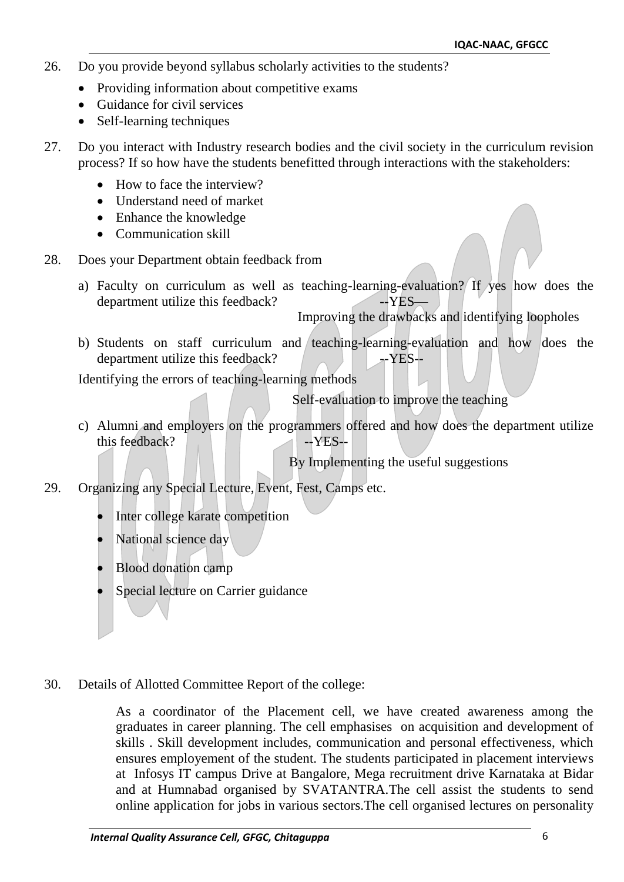26. Do you provide beyond syllabus scholarly activities to the students?

- Providing information about competitive exams
- Guidance for civil services
- Self-learning techniques

27. Do you interact with Industry research bodies and the civil society in the curriculum revision process? If so how have the students benefitted through interactions with the stakeholders:

- How to face the interview?
- Understand need of market
- Enhance the knowledge
- Communication skill

28. Does your Department obtain feedback from

a) Faculty on curriculum as well as teaching-learning-evaluation? If yes how does the department utilize this feedback? --YES—

Improving the drawbacks and identifying loopholes

b) Students on staff curriculum and teaching-learning-evaluation and how does the department utilize this feedback? --YES--

Identifying the errors of teaching-learning methods

Self-evaluation to improve the teaching

c) Alumni and employers on the programmers offered and how does the department utilize this feedback? --YES--

By Implementing the useful suggestions

29. Organizing any Special Lecture, Event, Fest, Camps etc.

- Inter college karate competition
- National science day
- Blood donation camp
- Special lecture on Carrier guidance

30. Details of Allotted Committee Report of the college:

As a coordinator of the Placement cell, we have created awareness among the graduates in career planning. The cell emphasises on acquisition and development of skills . Skill development includes, communication and personal effectiveness, which ensures employement of the student. The students participated in placement interviews at Infosys IT campus Drive at Bangalore, Mega recruitment drive Karnataka at Bidar and at Humnabad organised by SVATANTRA.The cell assist the students to send online application for jobs in various sectors.The cell organised lectures on personality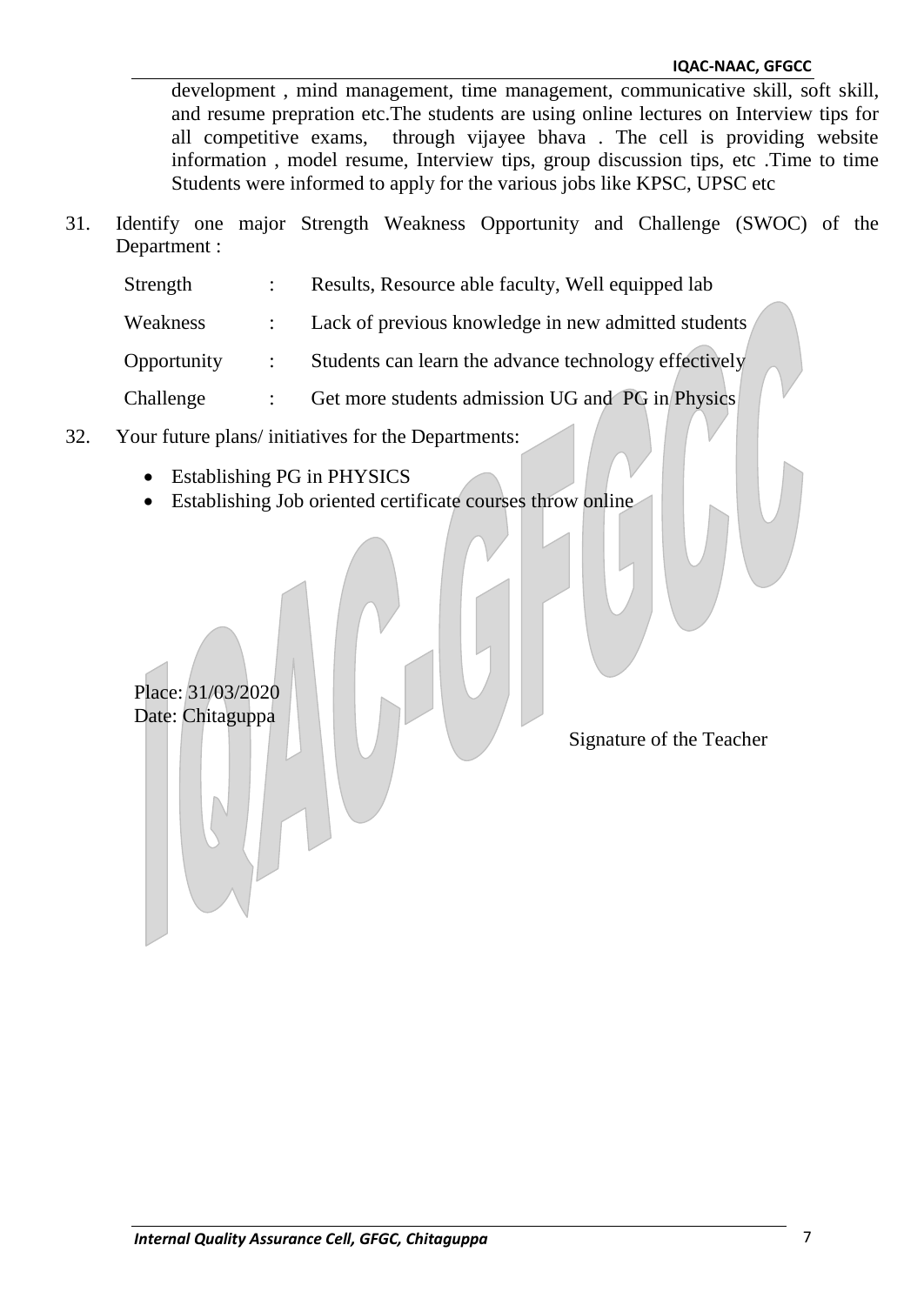development , mind management, time management, communicative skill, soft skill, and resume prepration etc.The students are using online lectures on Interview tips for all competitive exams, through vijayee bhava . The cell is providing website information , model resume, Interview tips, group discussion tips, etc .Time to time Students were informed to apply for the various jobs like KPSC, UPSC etc

31. Identify one major Strength Weakness Opportunity and Challenge (SWOC) of the Department :

| | | |
|---|---|---|
| Strength | : | Results, Resource able faculty, Well equipped lab |
| Weakness | : | Lack of previous knowledge in new admitted students |
| Opportunity | : | Students can learn the advance technology effectively |
| Challenge | : | Get more students admission UG and PG in Physics |

32. Your future plans/ initiatives for the Departments:

- Establishing PG in PHYSICS
- Establishing Job oriented certificate courses throw online

Place: 31/03/2020
Date: Chitaguppa

Signature of the Teacher